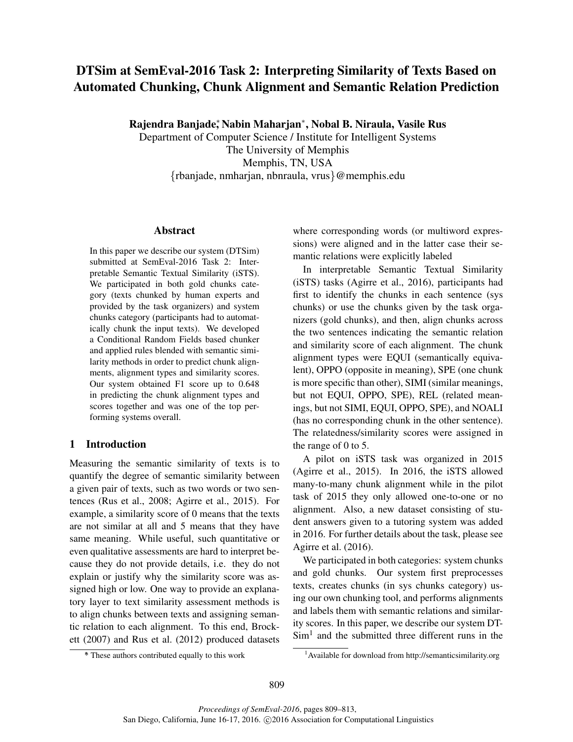# DTSim at SemEval-2016 Task 2: Interpreting Similarity of Texts Based on Automated Chunking, Chunk Alignment and Semantic Relation Prediction

**Rajendra Banjade\*, Nabin Maharjan\*, Nobal B. Niraula, Vasile Rus**
Department of Computer Science / Institute for Intelligent Systems
The University of Memphis
Memphis, TN, USA
{rbanjade, nmharjan, nbnraula, vrus}@memphis.edu

## Abstract

In this paper we describe our system (DTSim) submitted at SemEval-2016 Task 2: Interpretable Semantic Textual Similarity (iSTS). We participated in both gold chunks category (texts chunked by human experts and provided by the task organizers) and system chunks category (participants had to automatically chunk the input texts). We developed a Conditional Random Fields based chunker and applied rules blended with semantic similarity methods in order to predict chunk alignments, alignment types and similarity scores. Our system obtained F1 score up to 0.648 in predicting the chunk alignment types and scores together and was one of the top performing systems overall.

## 1 Introduction

Measuring the semantic similarity of texts is to quantify the degree of semantic similarity between a given pair of texts, such as two words or two sentences (Rus et al., 2008; Agirre et al., 2015). For example, a similarity score of 0 means that the texts are not similar at all and 5 means that they have same meaning. While useful, such quantitative or even qualitative assessments are hard to interpret because they do not provide details, i.e. they do not explain or justify why the similarity score was assigned high or low. One way to provide an explanatory layer to text similarity assessment methods is to align chunks between texts and assigning semantic relation to each alignment. To this end, Brockett (2007) and Rus et al. (2012) produced datasets where corresponding words (or multiword expressions) were aligned and in the latter case their semantic relations were explicitly labeled

In interpretable Semantic Textual Similarity (iSTS) tasks (Agirre et al., 2016), participants had first to identify the chunks in each sentence (sys chunks) or use the chunks given by the task organizers (gold chunks), and then, align chunks across the two sentences indicating the semantic relation and similarity score of each alignment. The chunk alignment types were EQUI (semantically equivalent), OPPO (opposite in meaning), SPE (one chunk is more specific than other), SIMI (similar meanings, but not EQUI, OPPO, SPE), REL (related meanings, but not SIMI, EQUI, OPPO, SPE), and NOALI (has no corresponding chunk in the other sentence). The relatedness/similarity scores were assigned in the range of 0 to 5.

A pilot on iSTS task was organized in 2015 (Agirre et al., 2015). In 2016, the iSTS allowed many-to-many chunk alignment while in the pilot task of 2015 they only allowed one-to-one or no alignment. Also, a new dataset consisting of student answers given to a tutoring system was added in 2016. For further details about the task, please see Agirre et al. (2016).

We participated in both categories: system chunks and gold chunks. Our system first preprocesses texts, creates chunks (in sys chunks category) using our own chunking tool, and performs alignments and labels them with semantic relations and similarity scores. In this paper, we describe our system DTSim[1] and the submitted three different runs in the

\* These authors contributed equally to this work

[1] Available for download from http://semanticsimilarity.org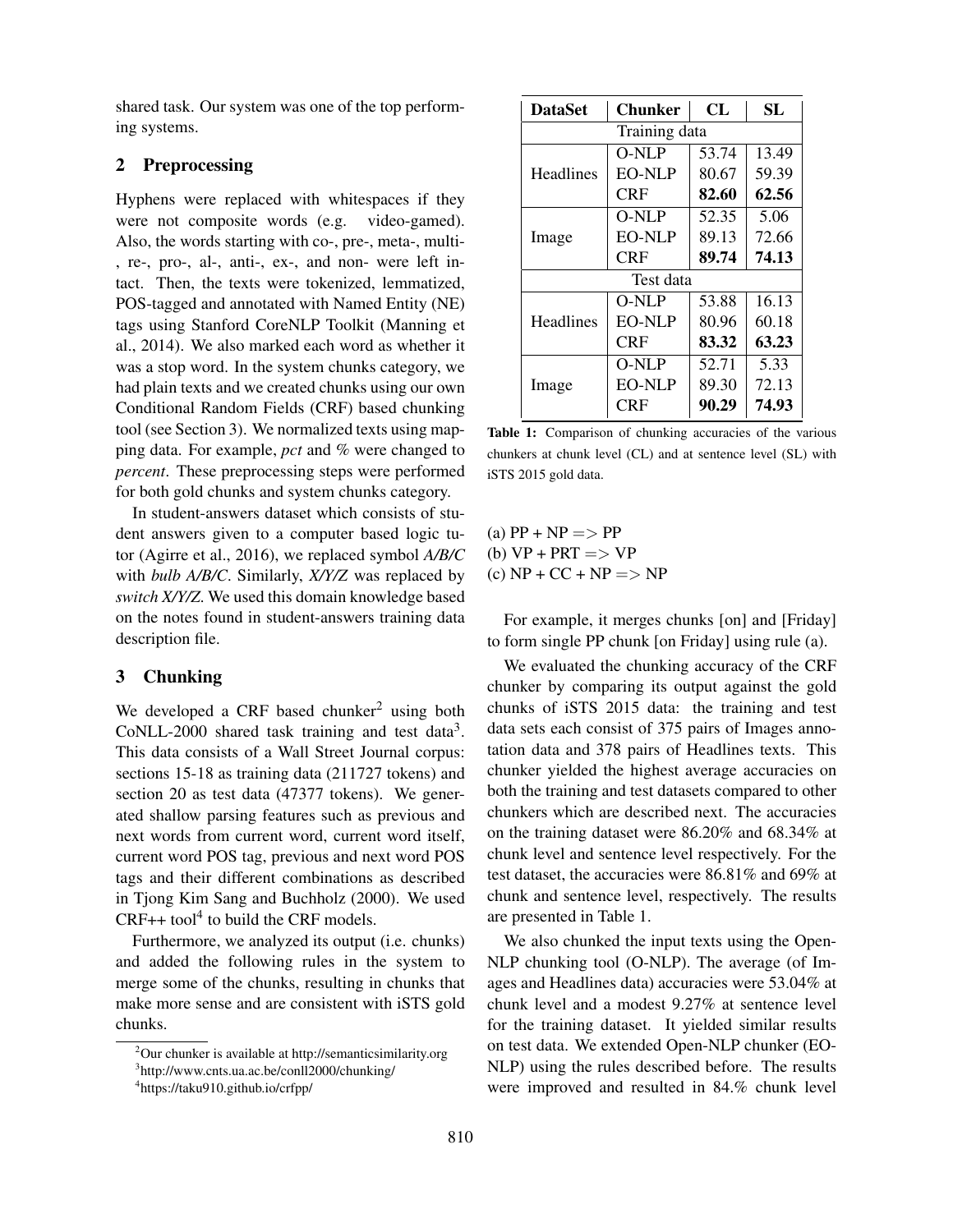shared task. Our system was one of the top performing systems.

## 2 Preprocessing

Hyphens were replaced with whitespaces if they were not composite words (e.g. video-gamed). Also, the words starting with co-, pre-, meta-, multi-, re-, pro-, al-, anti-, ex-, and non- were left intact. Then, the texts were tokenized, lemmatized, POS-tagged and annotated with Named Entity (NE) tags using Stanford CoreNLP Toolkit (Manning et al., 2014). We also marked each word as whether it was a stop word. In the system chunks category, we had plain texts and we created chunks using our own Conditional Random Fields (CRF) based chunking tool (see Section 3). We normalized texts using mapping data. For example, *pct* and % were changed to *percent*. These preprocessing steps were performed for both gold chunks and system chunks category.

In student-answers dataset which consists of student answers given to a computer based logic tutor (Agirre et al., 2016), we replaced symbol *A/B/C* with *bulb A/B/C*. Similarly, *X/Y/Z* was replaced by *switch X/Y/Z*. We used this domain knowledge based on the notes found in student-answers training data description file.

## 3 Chunking

We developed a CRF based chunker[2] using both CoNLL-2000 shared task training and test data[3]. This data consists of a Wall Street Journal corpus: sections 15-18 as training data (211727 tokens) and section 20 as test data (47377 tokens). We generated shallow parsing features such as previous and next words from current word, current word itself, current word POS tag, previous and next word POS tags and their different combinations as described in Tjong Kim Sang and Buchholz (2000). We used CRF++ tool[4] to build the CRF models.

Furthermore, we analyzed its output (i.e. chunks) and added the following rules in the system to merge some of the chunks, resulting in chunks that make more sense and are consistent with iSTS gold chunks.

(a) PP + NP => PP
(b) VP + PRT => VP
(c) NP + CC + NP => NP

For example, it merges chunks [on] and [Friday] to form single PP chunk [on Friday] using rule (a).

We evaluated the chunking accuracy of the CRF chunker by comparing its output against the gold chunks of iSTS 2015 data: the training and test data sets each consist of 375 pairs of Images annotation data and 378 pairs of Headlines texts. This chunker yielded the highest average accuracies on both the training and test datasets compared to other chunkers which are described next. The accuracies on the training dataset were 86.20% and 68.34% at chunk level and sentence level respectively. For the test dataset, the accuracies were 86.81% and 69% at chunk and sentence level, respectively. The results are presented in Table 1.

| **DataSet** | **Chunker** | **CL** | **SL** |
|---|---|---|---|
| Training data | | | |
| Headlines | O-NLP | 53.74 | 13.49 |
| | EO-NLP | 80.67 | 59.39 |
| | CRF | **82.60** | **62.56** |
| Image | O-NLP | 52.35 | 5.06 |
| | EO-NLP | 89.13 | 72.66 |
| | CRF | **89.74** | **74.13** |
| Test data | | | |
| Headlines | O-NLP | 53.88 | 16.13 |
| | EO-NLP | 80.96 | 60.18 |
| | CRF | **83.32** | **63.23** |
| Image | O-NLP | 52.71 | 5.33 |
| | EO-NLP | 89.30 | 72.13 |
| | CRF | **90.29** | **74.93** |

**Table 1:** Comparison of chunking accuracies of the various chunkers at chunk level (CL) and at sentence level (SL) with iSTS 2015 gold data.

We also chunked the input texts using the Open-NLP chunking tool (O-NLP). The average (of Images and Headlines data) accuracies were 53.04% at chunk level and a modest 9.27% at sentence level for the training dataset. It yielded similar results on test data. We extended Open-NLP chunker (EO-NLP) using the rules described before. The results were improved and resulted in 84.% chunk level

[2] Our chunker is available at http://semanticsimilarity.org

[3] http://www.cnts.ua.ac.be/conll2000/chunking/

[4] https://taku910.github.io/crfpp/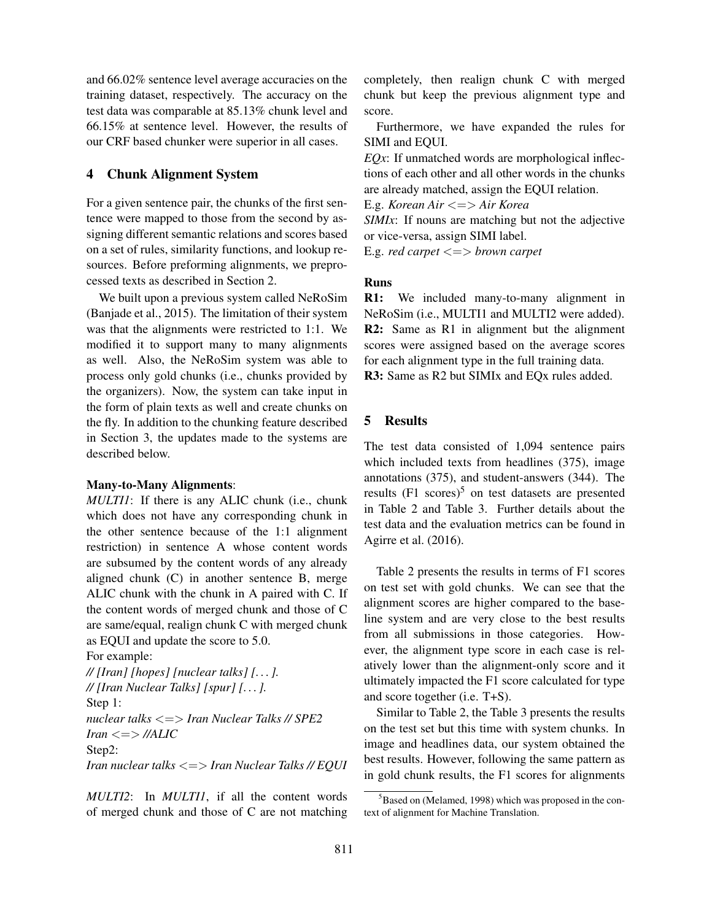and 66.02% sentence level average accuracies on the training dataset, respectively. The accuracy on the test data was comparable at 85.13% chunk level and 66.15% at sentence level. However, the results of our CRF based chunker were superior in all cases.

## 4 Chunk Alignment System

For a given sentence pair, the chunks of the first sentence were mapped to those from the second by assigning different semantic relations and scores based on a set of rules, similarity functions, and lookup resources. Before preforming alignments, we preprocessed texts as described in Section 2.

We built upon a previous system called NeRoSim (Banjade et al., 2015). The limitation of their system was that the alignments were restricted to 1:1. We modified it to support many to many alignments as well. Also, the NeRoSim system was able to process only gold chunks (i.e., chunks provided by the organizers). Now, the system can take input in the form of plain texts as well and create chunks on the fly. In addition to the chunking feature described in Section 3, the updates made to the systems are described below.

**Many-to-Many Alignments**:

*MULTI1*: If there is any ALIC chunk (i.e., chunk which does not have any corresponding chunk in the other sentence because of the 1:1 alignment restriction) in sentence A whose content words are subsumed by the content words of any already aligned chunk (C) in another sentence B, merge ALIC chunk with the chunk in A paired with C. If the content words of merged chunk and those of C are same/equal, realign chunk C with merged chunk as EQUI and update the score to 5.0.

For example:

*// [Iran] [hopes] [nuclear talks] [. . . ].*

*// [Iran Nuclear Talks] [spur] [. . . ].*

Step 1:

*nuclear talks <=> Iran Nuclear Talks // SPE2*

*Iran <=> //ALIC*

Step2:

*Iran nuclear talks <=> Iran Nuclear Talks // EQUI*

*MULTI2*: In *MULTI1*, if all the content words of merged chunk and those of C are not matching completely, then realign chunk C with merged chunk but keep the previous alignment type and score.

Furthermore, we have expanded the rules for SIMI and EQUI.

*EQx*: If unmatched words are morphological inflections of each other and all other words in the chunks are already matched, assign the EQUI relation.

E.g. *Korean Air <=> Air Korea*

*SIMIx*: If nouns are matching but not the adjective or vice-versa, assign SIMI label.

E.g. *red carpet <=> brown carpet*

**Runs**

**R1:** We included many-to-many alignment in NeRoSim (i.e., MULTI1 and MULTI2 were added).

**R2:** Same as R1 in alignment but the alignment scores were assigned based on the average scores for each alignment type in the full training data.

**R3:** Same as R2 but SIMIx and EQx rules added.

## 5 Results

The test data consisted of 1,094 sentence pairs which included texts from headlines (375), image annotations (375), and student-answers (344). The results (F1 scores)[5] on test datasets are presented in Table 2 and Table 3. Further details about the test data and the evaluation metrics can be found in Agirre et al. (2016).

Table 2 presents the results in terms of F1 scores on test set with gold chunks. We can see that the alignment scores are higher compared to the baseline system and are very close to the best results from all submissions in those categories. However, the alignment type score in each case is relatively lower than the alignment-only score and it ultimately impacted the F1 score calculated for type and score together (i.e. T+S).

Similar to Table 2, the Table 3 presents the results on the test set but this time with system chunks. In image and headlines data, our system obtained the best results. However, following the same pattern as in gold chunk results, the F1 scores for alignments

[5] Based on (Melamed, 1998) which was proposed in the context of alignment for Machine Translation.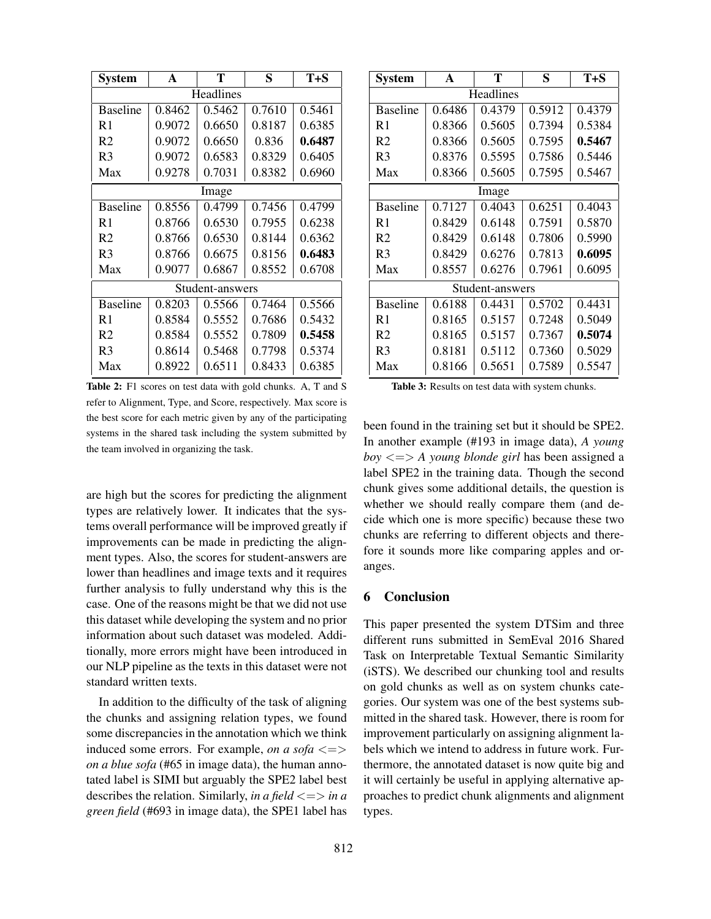| System | A | T | S | T+S |
|---|---|---|---|---|
| Headlines | | | | |
| Baseline | 0.8462 | 0.5462 | 0.7610 | 0.5461 |
| R1 | 0.9072 | 0.6650 | 0.8187 | 0.6385 |
| R2 | 0.9072 | 0.6650 | 0.836 | **0.6487** |
| R3 | 0.9072 | 0.6583 | 0.8329 | 0.6405 |
| Max | 0.9278 | 0.7031 | 0.8382 | 0.6960 |
| Image | | | | |
| Baseline | 0.8556 | 0.4799 | 0.7456 | 0.4799 |
| R1 | 0.8766 | 0.6530 | 0.7955 | 0.6238 |
| R2 | 0.8766 | 0.6530 | 0.8144 | 0.6362 |
| R3 | 0.8766 | 0.6675 | 0.8156 | **0.6483** |
| Max | 0.9077 | 0.6867 | 0.8552 | 0.6708 |
| Student-answers | | | | |
| Baseline | 0.8203 | 0.5566 | 0.7464 | 0.5566 |
| R1 | 0.8584 | 0.5552 | 0.7686 | 0.5432 |
| R2 | 0.8584 | 0.5552 | 0.7809 | **0.5458** |
| R3 | 0.8614 | 0.5468 | 0.7798 | 0.5374 |
| Max | 0.8922 | 0.6511 | 0.8433 | 0.6385 |

**Table 2:** F1 scores on test data with gold chunks. A, T and S refer to Alignment, Type, and Score, respectively. Max score is the best score for each metric given by any of the participating systems in the shared task including the system submitted by the team involved in organizing the task.

| System | A | T | S | T+S |
|---|---|---|---|---|
| Headlines | | | | |
| Baseline | 0.6486 | 0.4379 | 0.5912 | 0.4379 |
| R1 | 0.8366 | 0.5605 | 0.7394 | 0.5384 |
| R2 | 0.8366 | 0.5605 | 0.7595 | **0.5467** |
| R3 | 0.8376 | 0.5595 | 0.7586 | 0.5446 |
| Max | 0.8366 | 0.5605 | 0.7595 | 0.5467 |
| Image | | | | |
| Baseline | 0.7127 | 0.4043 | 0.6251 | 0.4043 |
| R1 | 0.8429 | 0.6148 | 0.7591 | 0.5870 |
| R2 | 0.8429 | 0.6148 | 0.7806 | 0.5990 |
| R3 | 0.8429 | 0.6276 | 0.7813 | **0.6095** |
| Max | 0.8557 | 0.6276 | 0.7961 | 0.6095 |
| Student-answers | | | | |
| Baseline | 0.6188 | 0.4431 | 0.5702 | 0.4431 |
| R1 | 0.8165 | 0.5157 | 0.7248 | 0.5049 |
| R2 | 0.8165 | 0.5157 | 0.7367 | **0.5074** |
| R3 | 0.8181 | 0.5112 | 0.7360 | 0.5029 |
| Max | 0.8166 | 0.5651 | 0.7589 | 0.5547 |

**Table 3:** Results on test data with system chunks.

are high but the scores for predicting the alignment types are relatively lower. It indicates that the systems overall performance will be improved greatly if improvements can be made in predicting the alignment types. Also, the scores for student-answers are lower than headlines and image texts and it requires further analysis to fully understand why this is the case. One of the reasons might be that we did not use this dataset while developing the system and no prior information about such dataset was modeled. Additionally, more errors might have been introduced in our NLP pipeline as the texts in this dataset were not standard written texts.

In addition to the difficulty of the task of aligning the chunks and assigning relation types, we found some discrepancies in the annotation which we think induced some errors. For example, *on a sofa <=> on a blue sofa* (#65 in image data), the human annotated label is SIMI but arguably the SPE2 label best describes the relation. Similarly, *in a field <=> in a green field* (#693 in image data), the SPE1 label has been found in the training set but it should be SPE2. In another example (#193 in image data), *A young boy <=> A young blonde girl* has been assigned a label SPE2 in the training data. Though the second chunk gives some additional details, the question is whether we should really compare them (and decide which one is more specific) because these two chunks are referring to different objects and therefore it sounds more like comparing apples and oranges.

## 6 Conclusion

This paper presented the system DTSim and three different runs submitted in SemEval 2016 Shared Task on Interpretable Textual Semantic Similarity (iSTS). We described our chunking tool and results on gold chunks as well as on system chunks categories. Our system was one of the best systems submitted in the shared task. However, there is room for improvement particularly on assigning alignment labels which we intend to address in future work. Furthermore, the annotated dataset is now quite big and it will certainly be useful in applying alternative approaches to predict chunk alignments and alignment types.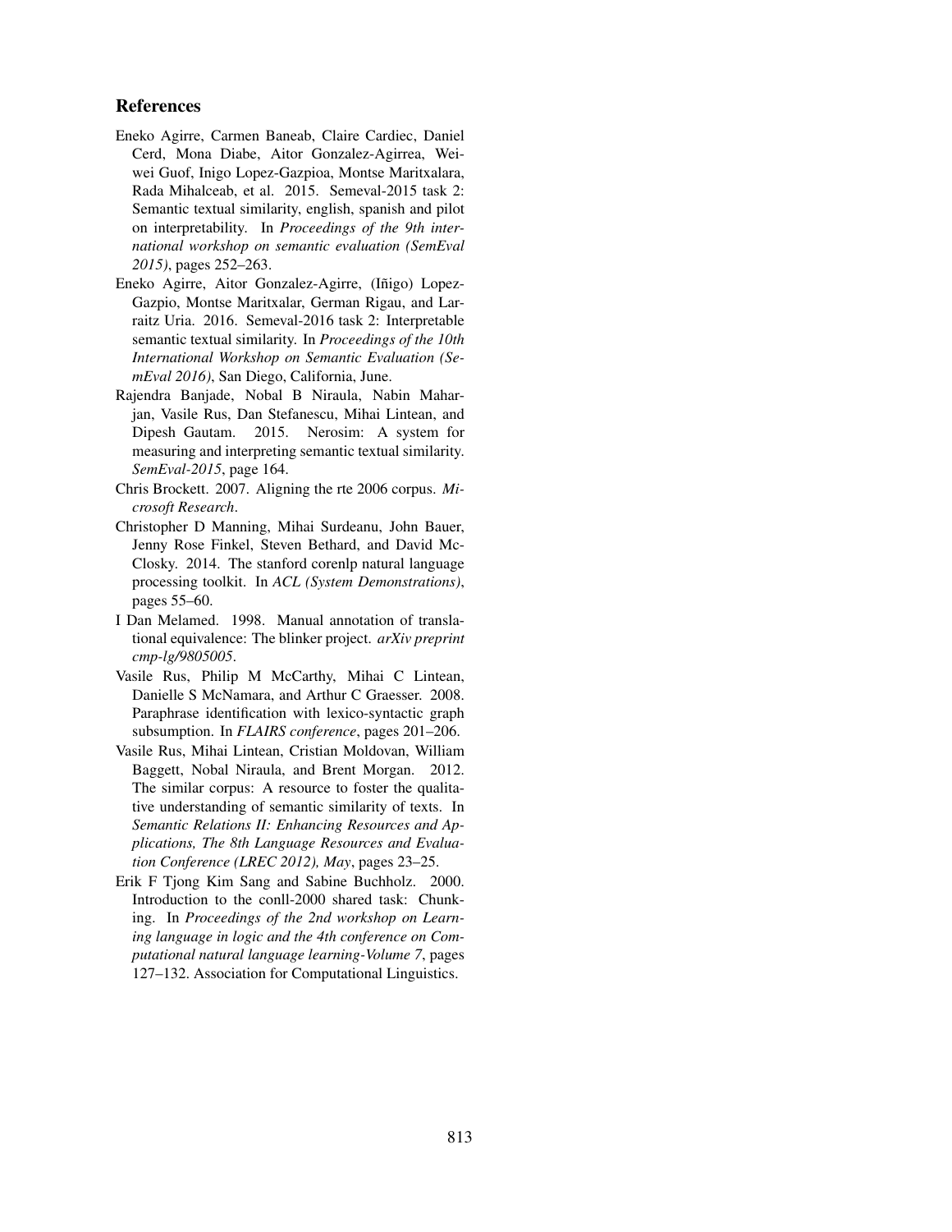## References

Eneko Agirre, Carmen Baneab, Claire Cardiec, Daniel Cerd, Mona Diabe, Aitor Gonzalez-Agirrea, Weiwei Guof, Inigo Lopez-Gazpioa, Montse Maritxalara, Rada Mihalceab, et al. 2015. Semeval-2015 task 2: Semantic textual similarity, english, spanish and pilot on interpretability. In *Proceedings of the 9th international workshop on semantic evaluation (SemEval 2015)*, pages 252–263.

Eneko Agirre, Aitor Gonzalez-Agirre, (Iñigo) Lopez-Gazpio, Montse Maritxalar, German Rigau, and Larraitz Uria. 2016. Semeval-2016 task 2: Interpretable semantic textual similarity. In *Proceedings of the 10th International Workshop on Semantic Evaluation (SemEval 2016)*, San Diego, California, June.

Rajendra Banjade, Nobal B Niraula, Nabin Maharjan, Vasile Rus, Dan Stefanescu, Mihai Lintean, and Dipesh Gautam. 2015. Nerosim: A system for measuring and interpreting semantic textual similarity. *SemEval-2015*, page 164.

Chris Brockett. 2007. Aligning the rte 2006 corpus. *Microsoft Research*.

Christopher D Manning, Mihai Surdeanu, John Bauer, Jenny Rose Finkel, Steven Bethard, and David McClosky. 2014. The stanford corenlp natural language processing toolkit. In *ACL (System Demonstrations)*, pages 55–60.

I Dan Melamed. 1998. Manual annotation of translational equivalence: The blinker project. *arXiv preprint cmp-lg/9805005*.

Vasile Rus, Philip M McCarthy, Mihai C Lintean, Danielle S McNamara, and Arthur C Graesser. 2008. Paraphrase identification with lexico-syntactic graph subsumption. In *FLAIRS conference*, pages 201–206.

Vasile Rus, Mihai Lintean, Cristian Moldovan, William Baggett, Nobal Niraula, and Brent Morgan. 2012. The similar corpus: A resource to foster the qualitative understanding of semantic similarity of texts. In *Semantic Relations II: Enhancing Resources and Applications, The 8th Language Resources and Evaluation Conference (LREC 2012), May*, pages 23–25.

Erik F Tjong Kim Sang and Sabine Buchholz. 2000. Introduction to the conll-2000 shared task: Chunking. In *Proceedings of the 2nd workshop on Learning language in logic and the 4th conference on Computational natural language learning-Volume 7*, pages 127–132. Association for Computational Linguistics.